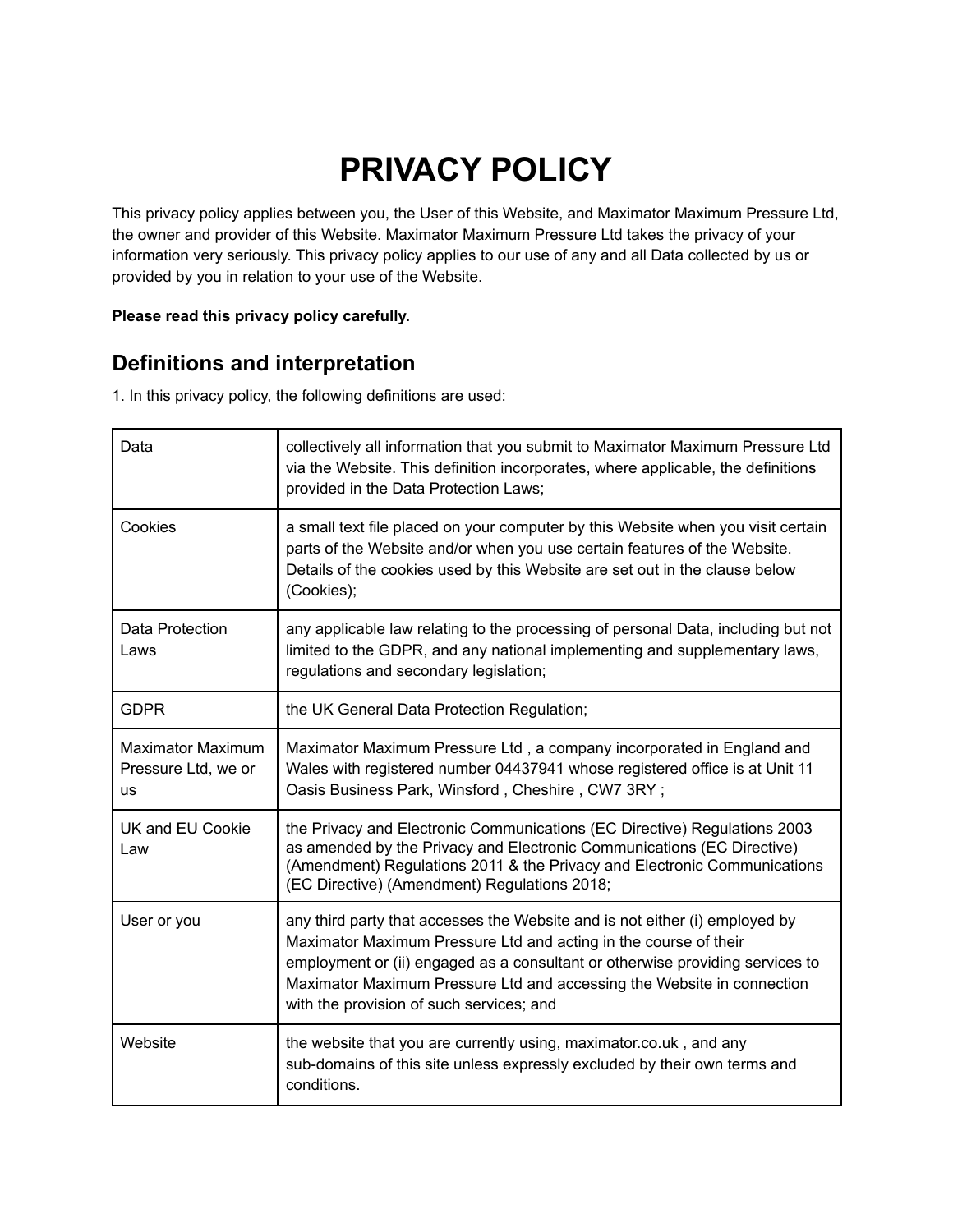# PRIVACY POLICY

This privacy policy applies between you, the User of this Website, and Maximator Maximum Pressure Ltd, the owner and provider of this Website. Maximator Maximum Pressure Ltd takes the privacy of your information very seriously. This privacy policy applies to our use of any and all Data collected by us or provided by you in relation to your use of the Website.

**Please read this privacy policy carefully.**

## Definitions and interpretation

1. In this privacy policy, the following definitions are used:

| | |
|---|---|
| Data | collectively all information that you submit to Maximator Maximum Pressure Ltd via the Website. This definition incorporates, where applicable, the definitions provided in the Data Protection Laws; |
| Cookies | a small text file placed on your computer by this Website when you visit certain parts of the Website and/or when you use certain features of the Website. Details of the cookies used by this Website are set out in the clause below (Cookies); |
| Data Protection Laws | any applicable law relating to the processing of personal Data, including but not limited to the GDPR, and any national implementing and supplementary laws, regulations and secondary legislation; |
| GDPR | the UK General Data Protection Regulation; |
| Maximator Maximum Pressure Ltd, we or us | Maximator Maximum Pressure Ltd , a company incorporated in England and Wales with registered number 04437941 whose registered office is at Unit 11 Oasis Business Park, Winsford , Cheshire , CW7 3RY ; |
| UK and EU Cookie Law | the Privacy and Electronic Communications (EC Directive) Regulations 2003 as amended by the Privacy and Electronic Communications (EC Directive) (Amendment) Regulations 2011 & the Privacy and Electronic Communications (EC Directive) (Amendment) Regulations 2018; |
| User or you | any third party that accesses the Website and is not either (i) employed by Maximator Maximum Pressure Ltd and acting in the course of their employment or (ii) engaged as a consultant or otherwise providing services to Maximator Maximum Pressure Ltd and accessing the Website in connection with the provision of such services; and |
| Website | the website that you are currently using, maximator.co.uk , and any sub-domains of this site unless expressly excluded by their own terms and conditions. |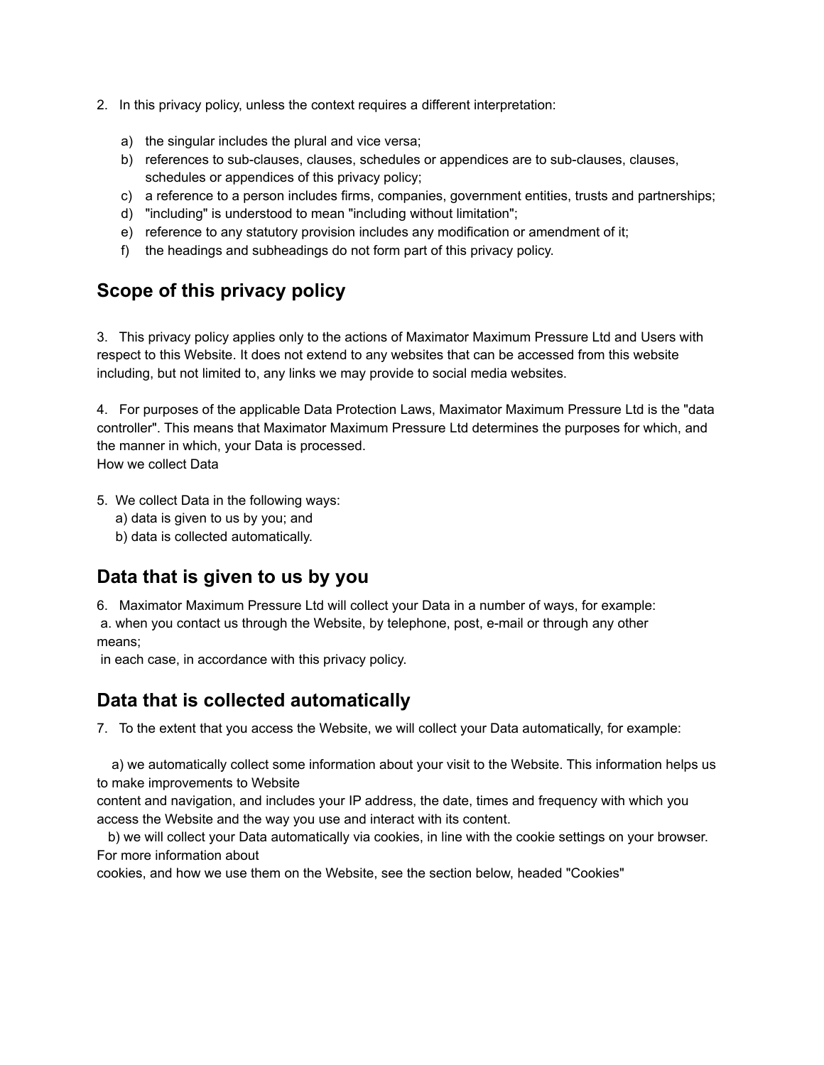2. In this privacy policy, unless the context requires a different interpretation:

   a) the singular includes the plural and vice versa;
   b) references to sub-clauses, clauses, schedules or appendices are to sub-clauses, clauses, schedules or appendices of this privacy policy;
   c) a reference to a person includes firms, companies, government entities, trusts and partnerships;
   d) "including" is understood to mean "including without limitation";
   e) reference to any statutory provision includes any modification or amendment of it;
   f) the headings and subheadings do not form part of this privacy policy.

## Scope of this privacy policy

3. This privacy policy applies only to the actions of Maximator Maximum Pressure Ltd and Users with respect to this Website. It does not extend to any websites that can be accessed from this website including, but not limited to, any links we may provide to social media websites.

4. For purposes of the applicable Data Protection Laws, Maximator Maximum Pressure Ltd is the "data controller". This means that Maximator Maximum Pressure Ltd determines the purposes for which, and the manner in which, your Data is processed.
How we collect Data

5. We collect Data in the following ways:
   a) data is given to us by you; and
   b) data is collected automatically.

## Data that is given to us by you

6. Maximator Maximum Pressure Ltd will collect your Data in a number of ways, for example:
 a. when you contact us through the Website, by telephone, post, e-mail or through any other means;
 in each case, in accordance with this privacy policy.

## Data that is collected automatically

7. To the extent that you access the Website, we will collect your Data automatically, for example:

   a) we automatically collect some information about your visit to the Website. This information helps us to make improvements to Website content and navigation, and includes your IP address, the date, times and frequency with which you access the Website and the way you use and interact with its content.
   b) we will collect your Data automatically via cookies, in line with the cookie settings on your browser. For more information about cookies, and how we use them on the Website, see the section below, headed "Cookies"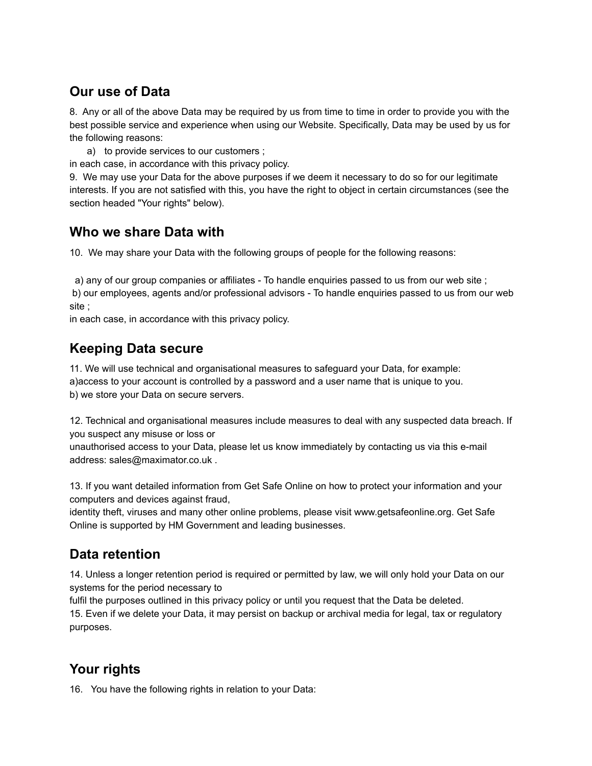## Our use of Data

8. Any or all of the above Data may be required by us from time to time in order to provide you with the best possible service and experience when using our Website. Specifically, Data may be used by us for the following reasons:

   a) to provide services to our customers ;

in each case, in accordance with this privacy policy.

9. We may use your Data for the above purposes if we deem it necessary to do so for our legitimate interests. If you are not satisfied with this, you have the right to object in certain circumstances (see the section headed "Your rights" below).

## Who we share Data with

10. We may share your Data with the following groups of people for the following reasons:

a) any of our group companies or affiliates - To handle enquiries passed to us from our web site ;
b) our employees, agents and/or professional advisors - To handle enquiries passed to us from our web site ;
in each case, in accordance with this privacy policy.

## Keeping Data secure

11. We will use technical and organisational measures to safeguard your Data, for example:
a)access to your account is controlled by a password and a user name that is unique to you.
b) we store your Data on secure servers.

12. Technical and organisational measures include measures to deal with any suspected data breach. If you suspect any misuse or loss or
unauthorised access to your Data, please let us know immediately by contacting us via this e-mail address: sales@maximator.co.uk .

13. If you want detailed information from Get Safe Online on how to protect your information and your computers and devices against fraud,
identity theft, viruses and many other online problems, please visit www.getsafeonline.org. Get Safe Online is supported by HM Government and leading businesses.

## Data retention

14. Unless a longer retention period is required or permitted by law, we will only hold your Data on our systems for the period necessary to
fulfil the purposes outlined in this privacy policy or until you request that the Data be deleted.
15. Even if we delete your Data, it may persist on backup or archival media for legal, tax or regulatory purposes.

## Your rights

16. You have the following rights in relation to your Data: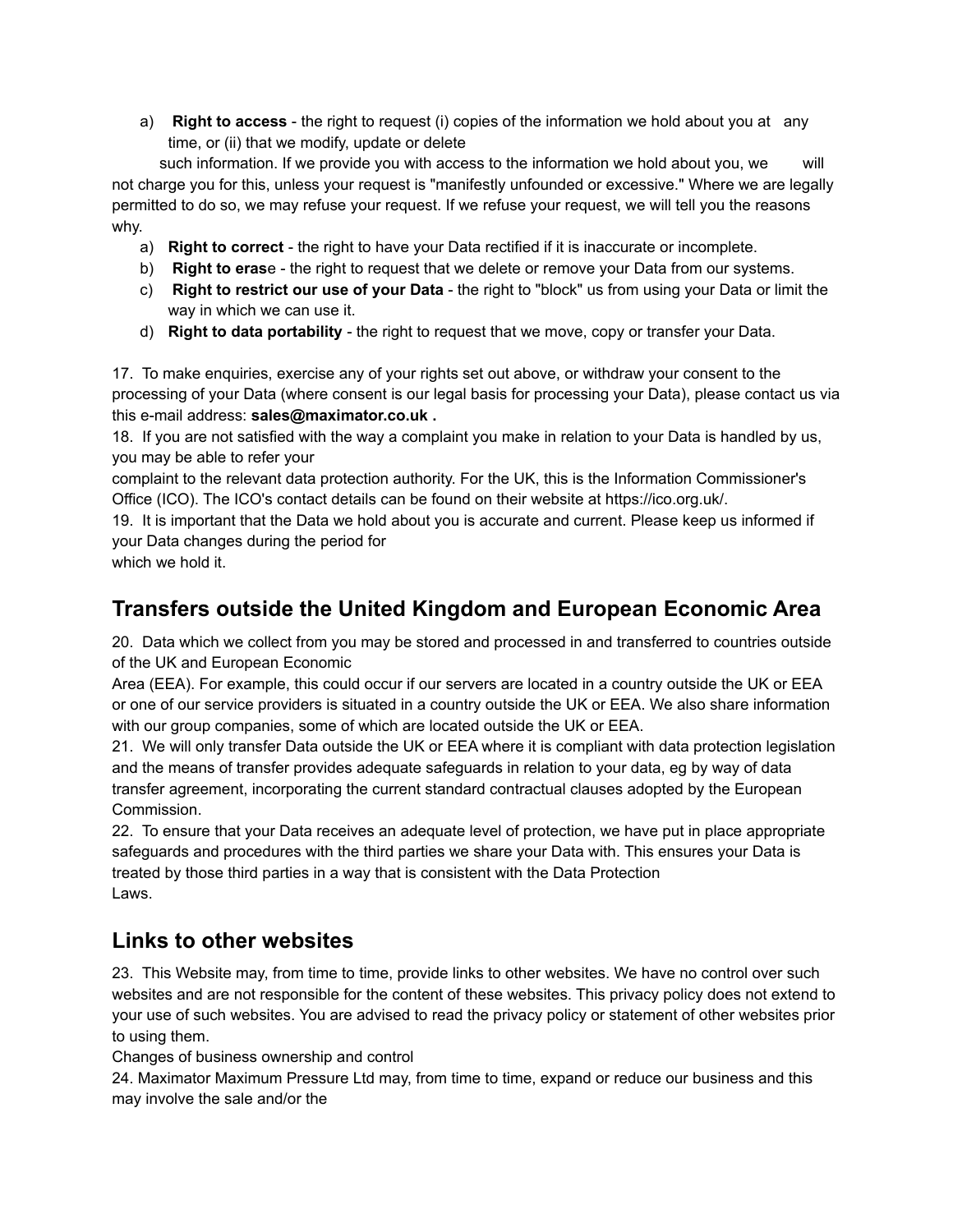a) **Right to access** - the right to request (i) copies of the information we hold about you at any time, or (ii) that we modify, update or delete such information. If we provide you with access to the information we hold about you, we will not charge you for this, unless your request is "manifestly unfounded or excessive." Where we are legally permitted to do so, we may refuse your request. If we refuse your request, we will tell you the reasons why.

a) **Right to correct** - the right to have your Data rectified if it is inaccurate or incomplete.
b) **Right to erase** - the right to request that we delete or remove your Data from our systems.
c) **Right to restrict our use of your Data** - the right to "block" us from using your Data or limit the way in which we can use it.
d) **Right to data portability** - the right to request that we move, copy or transfer your Data.

17. To make enquiries, exercise any of your rights set out above, or withdraw your consent to the processing of your Data (where consent is our legal basis for processing your Data), please contact us via this e-mail address: **sales@maximator.co.uk .**

18. If you are not satisfied with the way a complaint you make in relation to your Data is handled by us, you may be able to refer your complaint to the relevant data protection authority. For the UK, this is the Information Commissioner's Office (ICO). The ICO's contact details can be found on their website at https://ico.org.uk/.

19. It is important that the Data we hold about you is accurate and current. Please keep us informed if your Data changes during the period for which we hold it.

## Transfers outside the United Kingdom and European Economic Area

20. Data which we collect from you may be stored and processed in and transferred to countries outside of the UK and European Economic Area (EEA). For example, this could occur if our servers are located in a country outside the UK or EEA or one of our service providers is situated in a country outside the UK or EEA. We also share information with our group companies, some of which are located outside the UK or EEA.

21. We will only transfer Data outside the UK or EEA where it is compliant with data protection legislation and the means of transfer provides adequate safeguards in relation to your data, eg by way of data transfer agreement, incorporating the current standard contractual clauses adopted by the European Commission.

22. To ensure that your Data receives an adequate level of protection, we have put in place appropriate safeguards and procedures with the third parties we share your Data with. This ensures your Data is treated by those third parties in a way that is consistent with the Data Protection Laws.

## Links to other websites

23. This Website may, from time to time, provide links to other websites. We have no control over such websites and are not responsible for the content of these websites. This privacy policy does not extend to your use of such websites. You are advised to read the privacy policy or statement of other websites prior to using them.

Changes of business ownership and control

24. Maximator Maximum Pressure Ltd may, from time to time, expand or reduce our business and this may involve the sale and/or the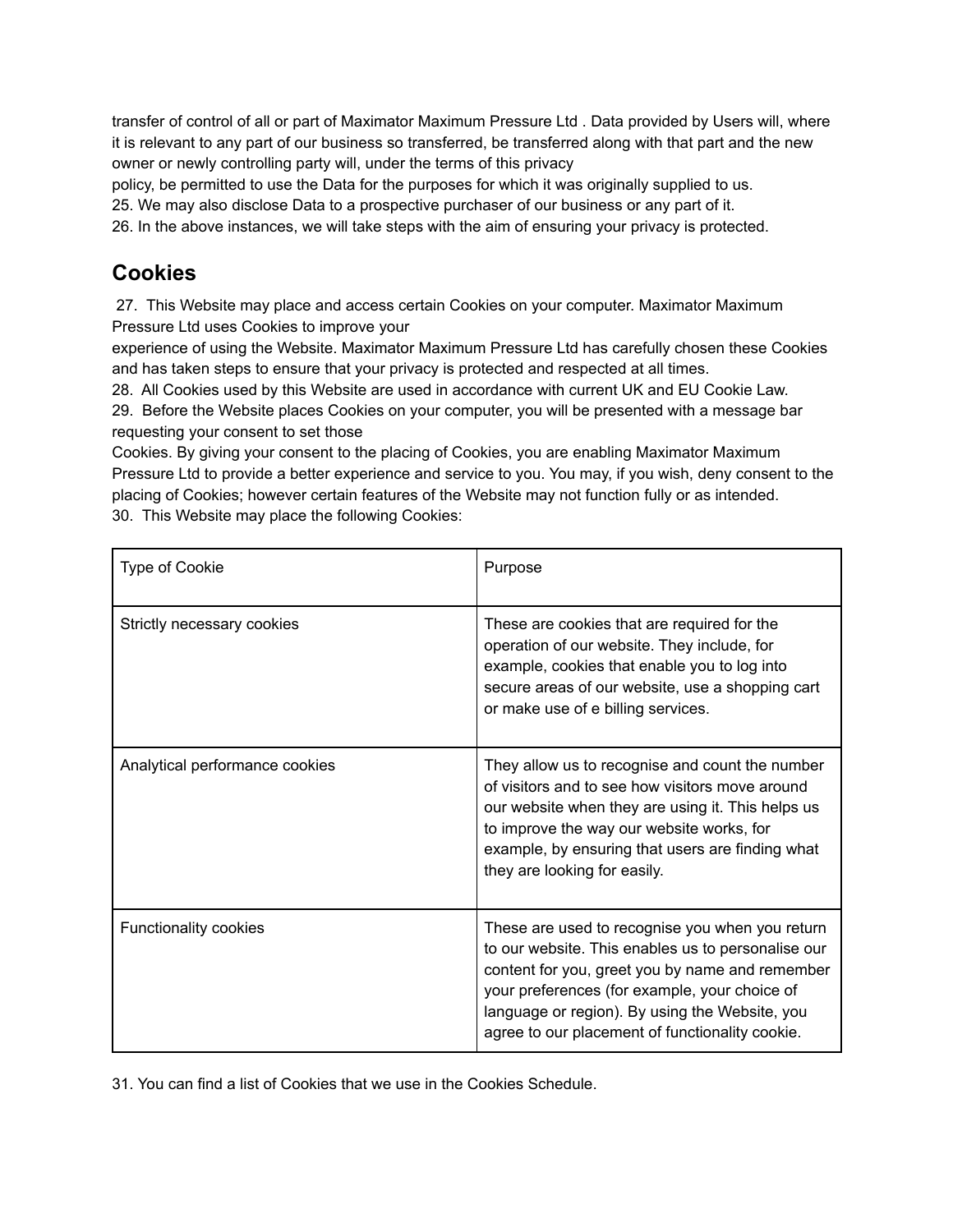transfer of control of all or part of Maximator Maximum Pressure Ltd . Data provided by Users will, where it is relevant to any part of our business so transferred, be transferred along with that part and the new owner or newly controlling party will, under the terms of this privacy policy, be permitted to use the Data for the purposes for which it was originally supplied to us.

25. We may also disclose Data to a prospective purchaser of our business or any part of it.

26. In the above instances, we will take steps with the aim of ensuring your privacy is protected.

## Cookies

27. This Website may place and access certain Cookies on your computer. Maximator Maximum Pressure Ltd uses Cookies to improve your experience of using the Website. Maximator Maximum Pressure Ltd has carefully chosen these Cookies and has taken steps to ensure that your privacy is protected and respected at all times.

28. All Cookies used by this Website are used in accordance with current UK and EU Cookie Law.

29. Before the Website places Cookies on your computer, you will be presented with a message bar requesting your consent to set those Cookies. By giving your consent to the placing of Cookies, you are enabling Maximator Maximum Pressure Ltd to provide a better experience and service to you. You may, if you wish, deny consent to the placing of Cookies; however certain features of the Website may not function fully or as intended.

30. This Website may place the following Cookies:

| Type of Cookie | Purpose |
| --- | --- |
| Strictly necessary cookies | These are cookies that are required for the operation of our website. They include, for example, cookies that enable you to log into secure areas of our website, use a shopping cart or make use of e billing services. |
| Analytical performance cookies | They allow us to recognise and count the number of visitors and to see how visitors move around our website when they are using it. This helps us to improve the way our website works, for example, by ensuring that users are finding what they are looking for easily. |
| Functionality cookies | These are used to recognise you when you return to our website. This enables us to personalise our content for you, greet you by name and remember your preferences (for example, your choice of language or region). By using the Website, you agree to our placement of functionality cookie. |

31. You can find a list of Cookies that we use in the Cookies Schedule.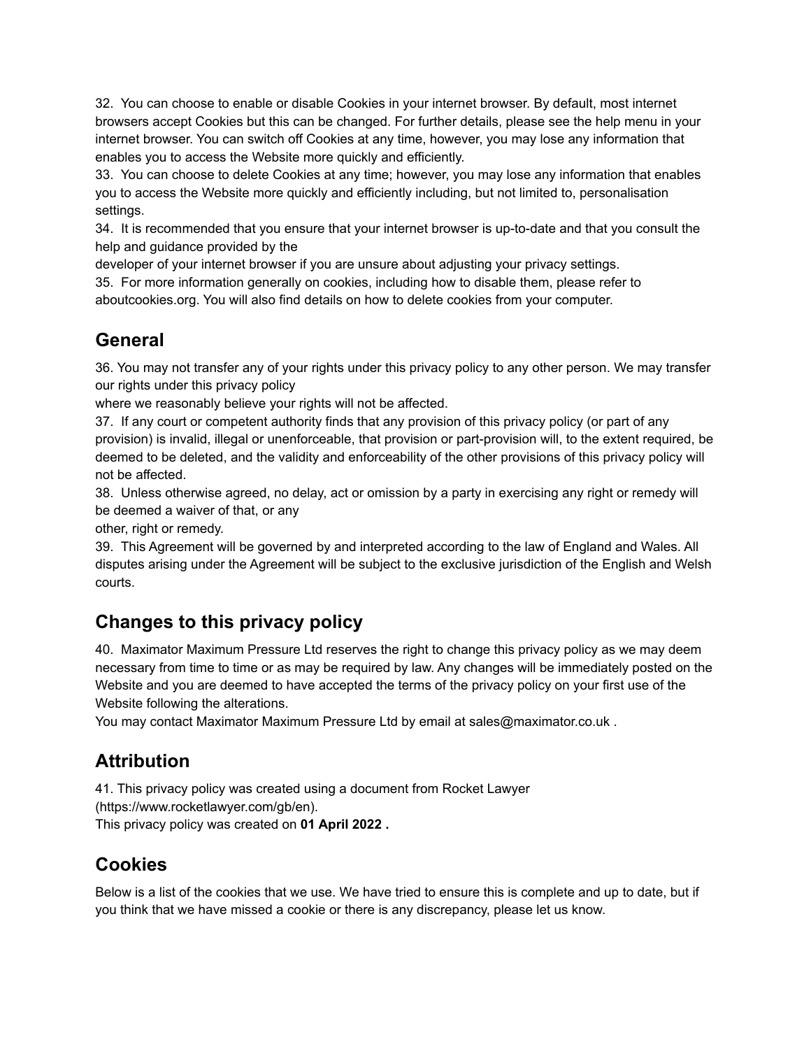32. You can choose to enable or disable Cookies in your internet browser. By default, most internet browsers accept Cookies but this can be changed. For further details, please see the help menu in your internet browser. You can switch off Cookies at any time, however, you may lose any information that enables you to access the Website more quickly and efficiently.

33. You can choose to delete Cookies at any time; however, you may lose any information that enables you to access the Website more quickly and efficiently including, but not limited to, personalisation settings.

34. It is recommended that you ensure that your internet browser is up-to-date and that you consult the help and guidance provided by the developer of your internet browser if you are unsure about adjusting your privacy settings.

35. For more information generally on cookies, including how to disable them, please refer to aboutcookies.org. You will also find details on how to delete cookies from your computer.

## General

36. You may not transfer any of your rights under this privacy policy to any other person. We may transfer our rights under this privacy policy where we reasonably believe your rights will not be affected.

37. If any court or competent authority finds that any provision of this privacy policy (or part of any provision) is invalid, illegal or unenforceable, that provision or part-provision will, to the extent required, be deemed to be deleted, and the validity and enforceability of the other provisions of this privacy policy will not be affected.

38. Unless otherwise agreed, no delay, act or omission by a party in exercising any right or remedy will be deemed a waiver of that, or any other, right or remedy.

39. This Agreement will be governed by and interpreted according to the law of England and Wales. All disputes arising under the Agreement will be subject to the exclusive jurisdiction of the English and Welsh courts.

## Changes to this privacy policy

40. Maximator Maximum Pressure Ltd reserves the right to change this privacy policy as we may deem necessary from time to time or as may be required by law. Any changes will be immediately posted on the Website and you are deemed to have accepted the terms of the privacy policy on your first use of the Website following the alterations.

You may contact Maximator Maximum Pressure Ltd by email at sales@maximator.co.uk .

## Attribution

41. This privacy policy was created using a document from Rocket Lawyer (https://www.rocketlawyer.com/gb/en).

This privacy policy was created on **01 April 2022 .**

## Cookies

Below is a list of the cookies that we use. We have tried to ensure this is complete and up to date, but if you think that we have missed a cookie or there is any discrepancy, please let us know.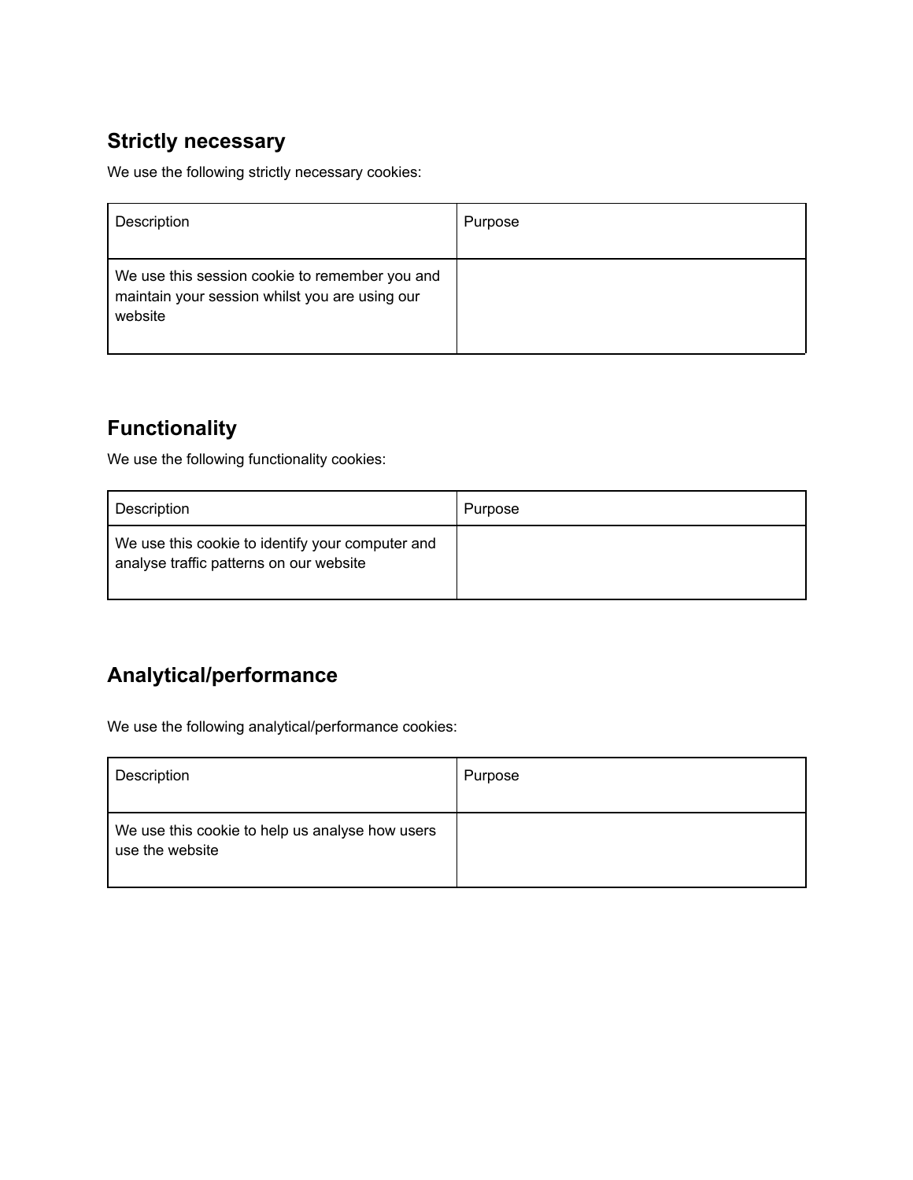## Strictly necessary

We use the following strictly necessary cookies:

| Description | Purpose |
| --- | --- |
| We use this session cookie to remember you and maintain your session whilst you are using our website | |

## Functionality

We use the following functionality cookies:

| Description | Purpose |
| --- | --- |
| We use this cookie to identify your computer and analyse traffic patterns on our website | |

## Analytical/performance

We use the following analytical/performance cookies:

| Description | Purpose |
| --- | --- |
| We use this cookie to help us analyse how users use the website | |